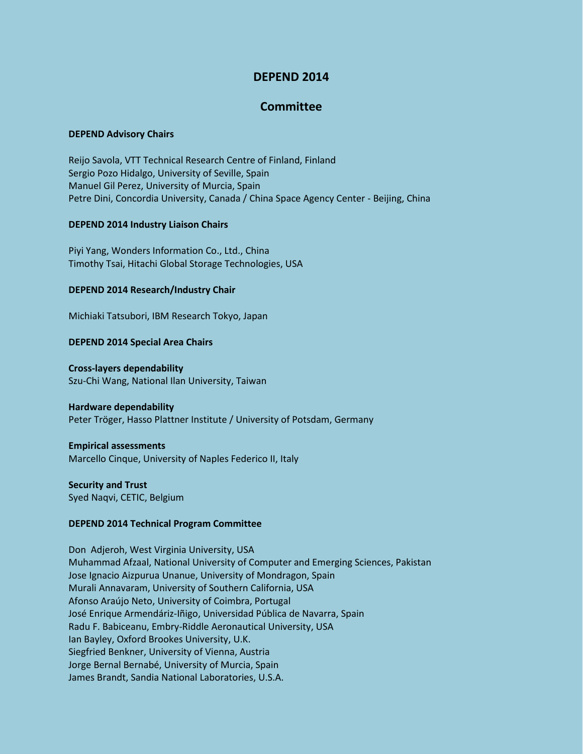# DEPEND 2014

## Committee

### DEPEND Advisory Chairs

Reijo Savola, VTT Technical Research Centre of Finland, Finland
Sergio Pozo Hidalgo, University of Seville, Spain
Manuel Gil Perez, University of Murcia, Spain
Petre Dini, Concordia University, Canada / China Space Agency Center - Beijing, China

### DEPEND 2014 Industry Liaison Chairs

Piyi Yang, Wonders Information Co., Ltd., China
Timothy Tsai, Hitachi Global Storage Technologies, USA

### DEPEND 2014 Research/Industry Chair

Michiaki Tatsubori, IBM Research Tokyo, Japan

### DEPEND 2014 Special Area Chairs

**Cross-layers dependability**
Szu-Chi Wang, National Ilan University, Taiwan

**Hardware dependability**
Peter Tröger, Hasso Plattner Institute / University of Potsdam, Germany

**Empirical assessments**
Marcello Cinque, University of Naples Federico II, Italy

**Security and Trust**
Syed Naqvi, CETIC, Belgium

### DEPEND 2014 Technical Program Committee

Don Adjeroh, West Virginia University, USA
Muhammad Afzaal, National University of Computer and Emerging Sciences, Pakistan
Jose Ignacio Aizpurua Unanue, University of Mondragon, Spain
Murali Annavaram, University of Southern California, USA
Afonso Araújo Neto, University of Coimbra, Portugal
José Enrique Armendáriz-Iñigo, Universidad Pública de Navarra, Spain
Radu F. Babiceanu, Embry-Riddle Aeronautical University, USA
Ian Bayley, Oxford Brookes University, U.K.
Siegfried Benkner, University of Vienna, Austria
Jorge Bernal Bernabé, University of Murcia, Spain
James Brandt, Sandia National Laboratories, U.S.A.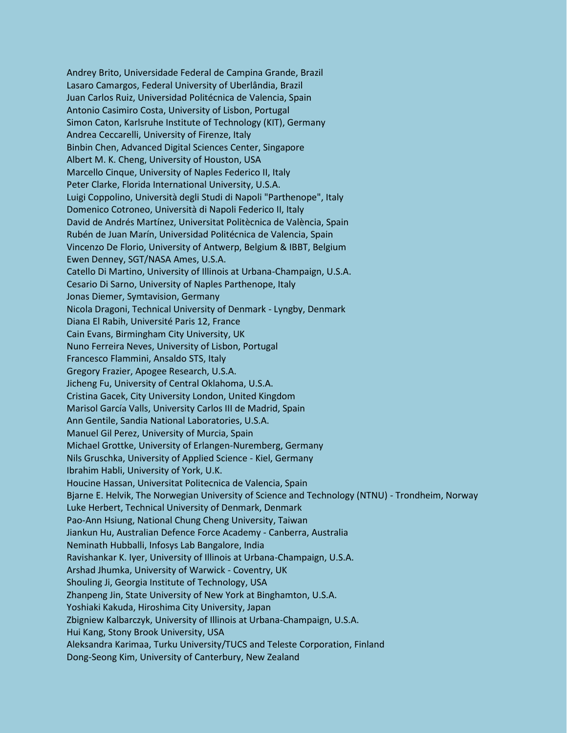Andrey Brito, Universidade Federal de Campina Grande, Brazil
Lasaro Camargos, Federal University of Uberlândia, Brazil
Juan Carlos Ruiz, Universidad Politécnica de Valencia, Spain
Antonio Casimiro Costa, University of Lisbon, Portugal
Simon Caton, Karlsruhe Institute of Technology (KIT), Germany
Andrea Ceccarelli, University of Firenze, Italy
Binbin Chen, Advanced Digital Sciences Center, Singapore
Albert M. K. Cheng, University of Houston, USA
Marcello Cinque, University of Naples Federico II, Italy
Peter Clarke, Florida International University, U.S.A.
Luigi Coppolino, Università degli Studi di Napoli "Parthenope", Italy
Domenico Cotroneo, Università di Napoli Federico II, Italy
David de Andrés Martínez, Universitat Politècnica de València, Spain
Rubén de Juan Marín, Universidad Politécnica de Valencia, Spain
Vincenzo De Florio, University of Antwerp, Belgium & IBBT, Belgium
Ewen Denney, SGT/NASA Ames, U.S.A.
Catello Di Martino, University of Illinois at Urbana-Champaign, U.S.A.
Cesario Di Sarno, University of Naples Parthenope, Italy
Jonas Diemer, Symtavision, Germany
Nicola Dragoni, Technical University of Denmark - Lyngby, Denmark
Diana El Rabih, Université Paris 12, France
Cain Evans, Birmingham City University, UK
Nuno Ferreira Neves, University of Lisbon, Portugal
Francesco Flammini, Ansaldo STS, Italy
Gregory Frazier, Apogee Research, U.S.A.
Jicheng Fu, University of Central Oklahoma, U.S.A.
Cristina Gacek, City University London, United Kingdom
Marisol García Valls, University Carlos III de Madrid, Spain
Ann Gentile, Sandia National Laboratories, U.S.A.
Manuel Gil Perez, University of Murcia, Spain
Michael Grottke, University of Erlangen-Nuremberg, Germany
Nils Gruschka, University of Applied Science - Kiel, Germany
Ibrahim Habli, University of York, U.K.
Houcine Hassan, Universitat Politecnica de Valencia, Spain
Bjarne E. Helvik, The Norwegian University of Science and Technology (NTNU) - Trondheim, Norway
Luke Herbert, Technical University of Denmark, Denmark
Pao-Ann Hsiung, National Chung Cheng University, Taiwan
Jiankun Hu, Australian Defence Force Academy - Canberra, Australia
Neminath Hubballi, Infosys Lab Bangalore, India
Ravishankar K. Iyer, University of Illinois at Urbana-Champaign, U.S.A.
Arshad Jhumka, University of Warwick - Coventry, UK
Shouling Ji, Georgia Institute of Technology, USA
Zhanpeng Jin, State University of New York at Binghamton, U.S.A.
Yoshiaki Kakuda, Hiroshima City University, Japan
Zbigniew Kalbarczyk, University of Illinois at Urbana-Champaign, U.S.A.
Hui Kang, Stony Brook University, USA
Aleksandra Karimaa, Turku University/TUCS and Teleste Corporation, Finland
Dong-Seong Kim, University of Canterbury, New Zealand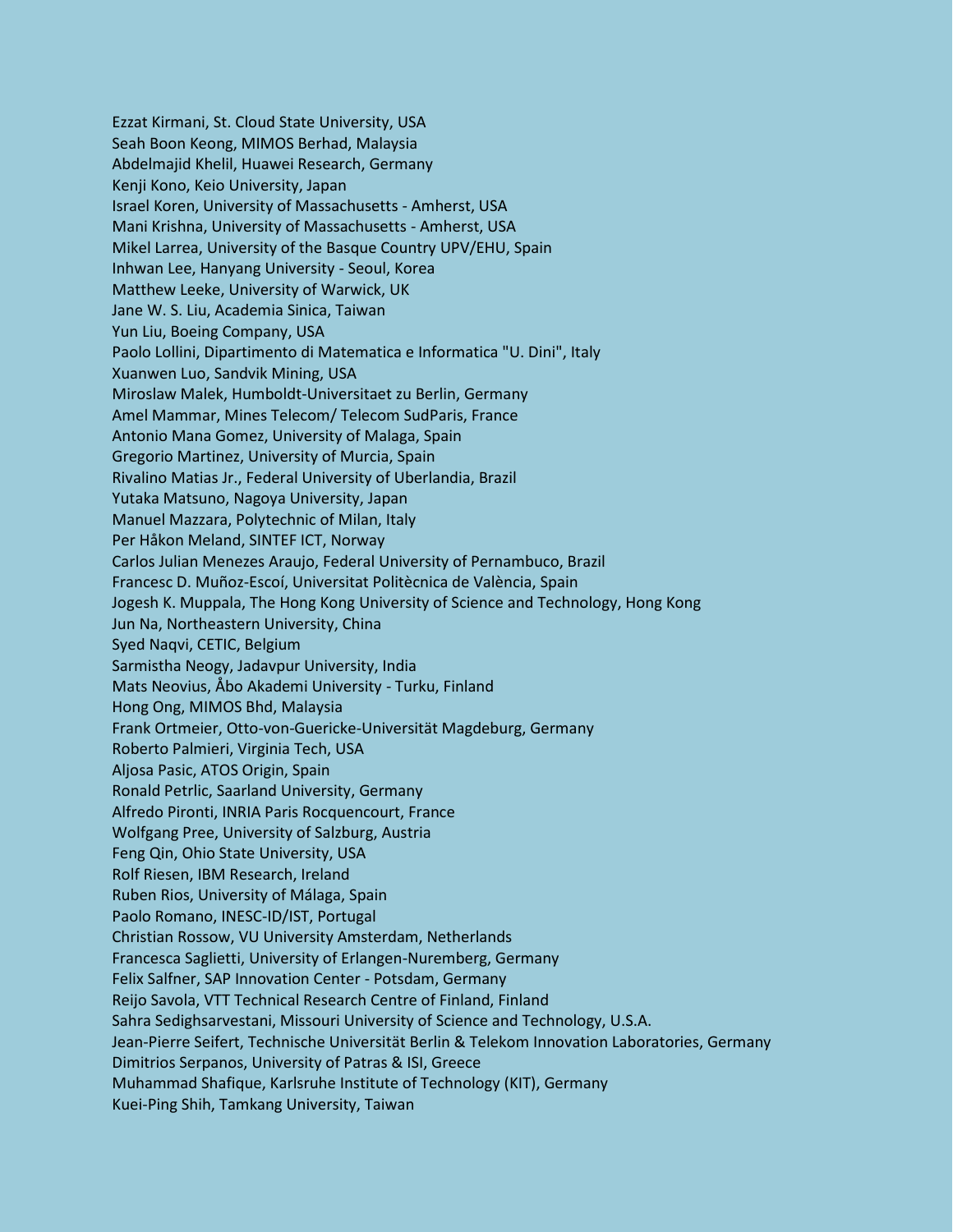Ezzat Kirmani, St. Cloud State University, USA
Seah Boon Keong, MIMOS Berhad, Malaysia
Abdelmajid Khelil, Huawei Research, Germany
Kenji Kono, Keio University, Japan
Israel Koren, University of Massachusetts - Amherst, USA
Mani Krishna, University of Massachusetts - Amherst, USA
Mikel Larrea, University of the Basque Country UPV/EHU, Spain
Inhwan Lee, Hanyang University - Seoul, Korea
Matthew Leeke, University of Warwick, UK
Jane W. S. Liu, Academia Sinica, Taiwan
Yun Liu, Boeing Company, USA
Paolo Lollini, Dipartimento di Matematica e Informatica "U. Dini", Italy
Xuanwen Luo, Sandvik Mining, USA
Miroslaw Malek, Humboldt-Universitaet zu Berlin, Germany
Amel Mammar, Mines Telecom/ Telecom SudParis, France
Antonio Mana Gomez, University of Malaga, Spain
Gregorio Martinez, University of Murcia, Spain
Rivalino Matias Jr., Federal University of Uberlandia, Brazil
Yutaka Matsuno, Nagoya University, Japan
Manuel Mazzara, Polytechnic of Milan, Italy
Per Håkon Meland, SINTEF ICT, Norway
Carlos Julian Menezes Araujo, Federal University of Pernambuco, Brazil
Francesc D. Muñoz-Escoí, Universitat Politècnica de València, Spain
Jogesh K. Muppala, The Hong Kong University of Science and Technology, Hong Kong
Jun Na, Northeastern University, China
Syed Naqvi, CETIC, Belgium
Sarmistha Neogy, Jadavpur University, India
Mats Neovius, Åbo Akademi University - Turku, Finland
Hong Ong, MIMOS Bhd, Malaysia
Frank Ortmeier, Otto-von-Guericke-Universität Magdeburg, Germany
Roberto Palmieri, Virginia Tech, USA
Aljosa Pasic, ATOS Origin, Spain
Ronald Petrlic, Saarland University, Germany
Alfredo Pironti, INRIA Paris Rocquencourt, France
Wolfgang Pree, University of Salzburg, Austria
Feng Qin, Ohio State University, USA
Rolf Riesen, IBM Research, Ireland
Ruben Rios, University of Málaga, Spain
Paolo Romano, INESC-ID/IST, Portugal
Christian Rossow, VU University Amsterdam, Netherlands
Francesca Saglietti, University of Erlangen-Nuremberg, Germany
Felix Salfner, SAP Innovation Center - Potsdam, Germany
Reijo Savola, VTT Technical Research Centre of Finland, Finland
Sahra Sedighsarvestani, Missouri University of Science and Technology, U.S.A.
Jean-Pierre Seifert, Technische Universität Berlin & Telekom Innovation Laboratories, Germany
Dimitrios Serpanos, University of Patras & ISI, Greece
Muhammad Shafique, Karlsruhe Institute of Technology (KIT), Germany
Kuei-Ping Shih, Tamkang University, Taiwan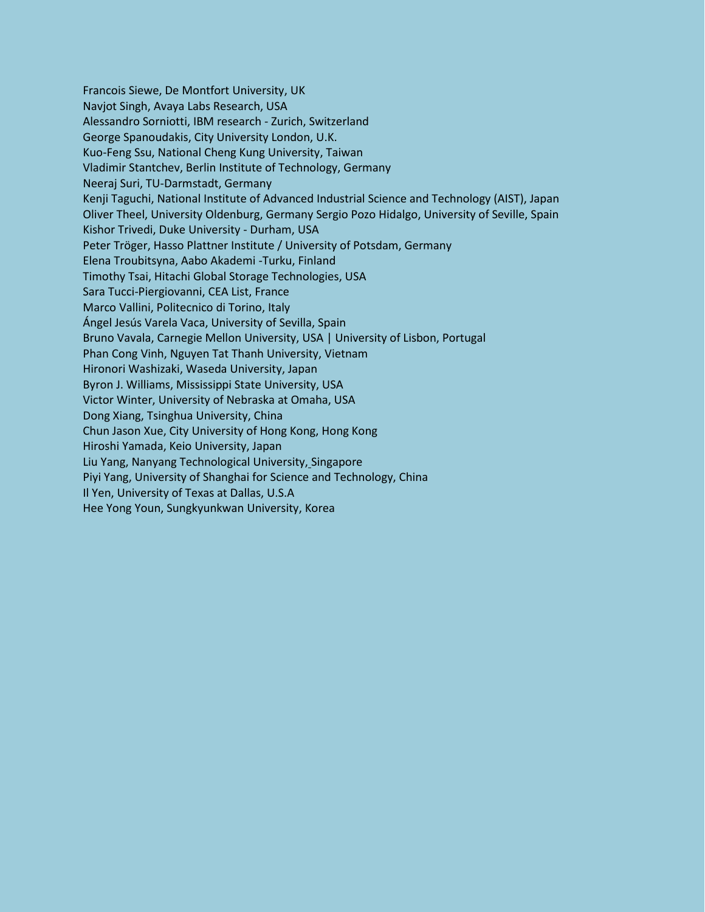Francois Siewe, De Montfort University, UK
Navjot Singh, Avaya Labs Research, USA
Alessandro Sorniotti, IBM research - Zurich, Switzerland
George Spanoudakis, City University London, U.K.
Kuo-Feng Ssu, National Cheng Kung University, Taiwan
Vladimir Stantchev, Berlin Institute of Technology, Germany
Neeraj Suri, TU-Darmstadt, Germany
Kenji Taguchi, National Institute of Advanced Industrial Science and Technology (AIST), Japan
Oliver Theel, University Oldenburg, Germany Sergio Pozo Hidalgo, University of Seville, Spain
Kishor Trivedi, Duke University - Durham, USA
Peter Tröger, Hasso Plattner Institute / University of Potsdam, Germany
Elena Troubitsyna, Aabo Akademi -Turku, Finland
Timothy Tsai, Hitachi Global Storage Technologies, USA
Sara Tucci-Piergiovanni, CEA List, France
Marco Vallini, Politecnico di Torino, Italy
Ángel Jesús Varela Vaca, University of Sevilla, Spain
Bruno Vavala, Carnegie Mellon University, USA | University of Lisbon, Portugal
Phan Cong Vinh, Nguyen Tat Thanh University, Vietnam
Hironori Washizaki, Waseda University, Japan
Byron J. Williams, Mississippi State University, USA
Victor Winter, University of Nebraska at Omaha, USA
Dong Xiang, Tsinghua University, China
Chun Jason Xue, City University of Hong Kong, Hong Kong
Hiroshi Yamada, Keio University, Japan
Liu Yang, Nanyang Technological University, Singapore
Piyi Yang, University of Shanghai for Science and Technology, China
Il Yen, University of Texas at Dallas, U.S.A
Hee Yong Youn, Sungkyunkwan University, Korea